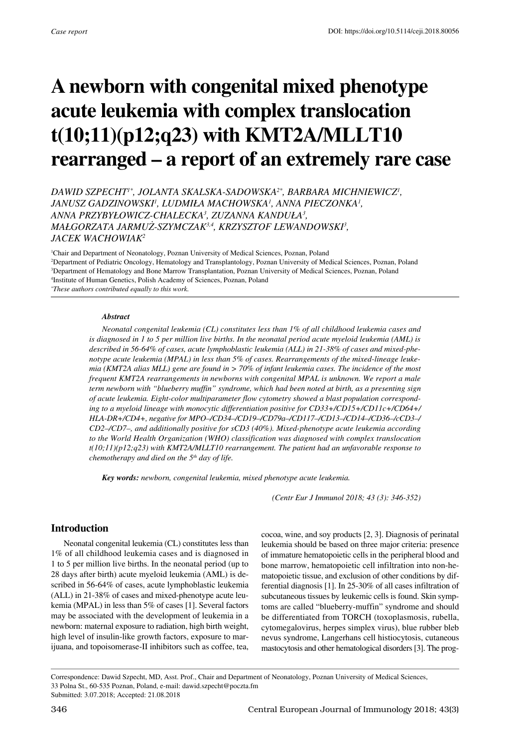Case report

DOI: https://doi.org/10.5114/ceji.2018.80056

# A newborn with congenital mixed phenotype acute leukemia with complex translocation t(10;11)(p12;q23) with KMT2A/MLLT10 rearranged – a report of an extremely rare case

*DAWID SZPECHT[1*], JOLANTA SKALSKA-SADOWSKA[2*], BARBARA MICHNIEWICZ[1], JANUSZ GADZINOWSKI[1], LUDMIŁA MACHOWSKA[1], ANNA PIECZONKA[1], ANNA PRZYBYŁOWICZ-CHALECKA[3], ZUZANNA KANDUŁA[3], MAŁGORZATA JARMUŻ-SZYMCZAK[3,4], KRZYSZTOF LEWANDOWSKI[3], JACEK WACHOWIAK[2]*

[1]Chair and Department of Neonatology, Poznan University of Medical Sciences, Poznan, Poland
[2]Department of Pediatric Oncology, Hematology and Transplantology, Poznan University of Medical Sciences, Poznan, Poland
[3]Department of Hematology and Bone Marrow Transplantation, Poznan University of Medical Sciences, Poznan, Poland
[4]Institute of Human Genetics, Polish Academy of Sciences, Poznan, Poland
[*]*These authors contributed equally to this work.*

### Abstract

*Neonatal congenital leukemia (CL) constitutes less than 1% of all childhood leukemia cases and is diagnosed in 1 to 5 per million live births. In the neonatal period acute myeloid leukemia (AML) is described in 56-64% of cases, acute lymphoblastic leukemia (ALL) in 21-38% of cases and mixed-phenotype acute leukemia (MPAL) in less than 5% of cases. Rearrangements of the mixed-lineage leukemia (KMT2A alias MLL) gene are found in > 70% of infant leukemia cases. The incidence of the most frequent KMT2A rearrangements in newborns with congenital MPAL is unknown. We report a male term newborn with "blueberry muffin" syndrome, which had been noted at birth, as a presenting sign of acute leukemia. Eight-color multiparameter flow cytometry showed a blast population corresponding to a myeloid lineage with monocytic differentiation positive for CD33+/CD15+/CD11c+/CD64+/HLA-DR+/CD4+, negative for MPO–/CD34–/CD19–/CD79a–/CD117–/CD13–/CD14–/CD36–/cCD3–/CD2–/CD7–, and additionally positive for sCD3 (40%). Mixed-phenotype acute leukemia according to the World Health Organization (WHO) classification was diagnosed with complex translocation t(10;11)(p12;q23) with KMT2A/MLLT10 rearrangement. The patient had an unfavorable response to chemotherapy and died on the 5th day of life.*

**Key words:** *newborn, congenital leukemia, mixed phenotype acute leukemia.*

*(Centr Eur J Immunol 2018; 43 (3): 346-352)*

## Introduction

Neonatal congenital leukemia (CL) constitutes less than 1% of all childhood leukemia cases and is diagnosed in 1 to 5 per million live births. In the neonatal period (up to 28 days after birth) acute myeloid leukemia (AML) is described in 56-64% of cases, acute lymphoblastic leukemia (ALL) in 21-38% of cases and mixed-phenotype acute leukemia (MPAL) in less than 5% of cases [1]. Several factors may be associated with the development of leukemia in a newborn: maternal exposure to radiation, high birth weight, high level of insulin-like growth factors, exposure to marijuana, and topoisomerase-II inhibitors such as coffee, tea, cocoa, wine, and soy products [2, 3]. Diagnosis of perinatal leukemia should be based on three major criteria: presence of immature hematopoietic cells in the peripheral blood and bone marrow, hematopoietic cell infiltration into non-hematopoietic tissue, and exclusion of other conditions by differential diagnosis [1]. In 25-30% of all cases infiltration of subcutaneous tissues by leukemic cells is found. Skin symptoms are called "blueberry-muffin" syndrome and should be differentiated from TORCH (toxoplasmosis, rubella, cytomegalovirus, herpes simplex virus), blue rubber bleb nevus syndrome, Langerhans cell histiocytosis, cutaneous mastocytosis and other hematological disorders [3]. The prog-

Correspondence: Dawid Szpecht, MD, Asst. Prof., Chair and Department of Neonatology, Poznan University of Medical Sciences, 33 Polna St., 60-535 Poznan, Poland, e-mail: dawid.szpecht@poczta.fm
Submitted: 3.07.2018; Accepted: 21.08.2018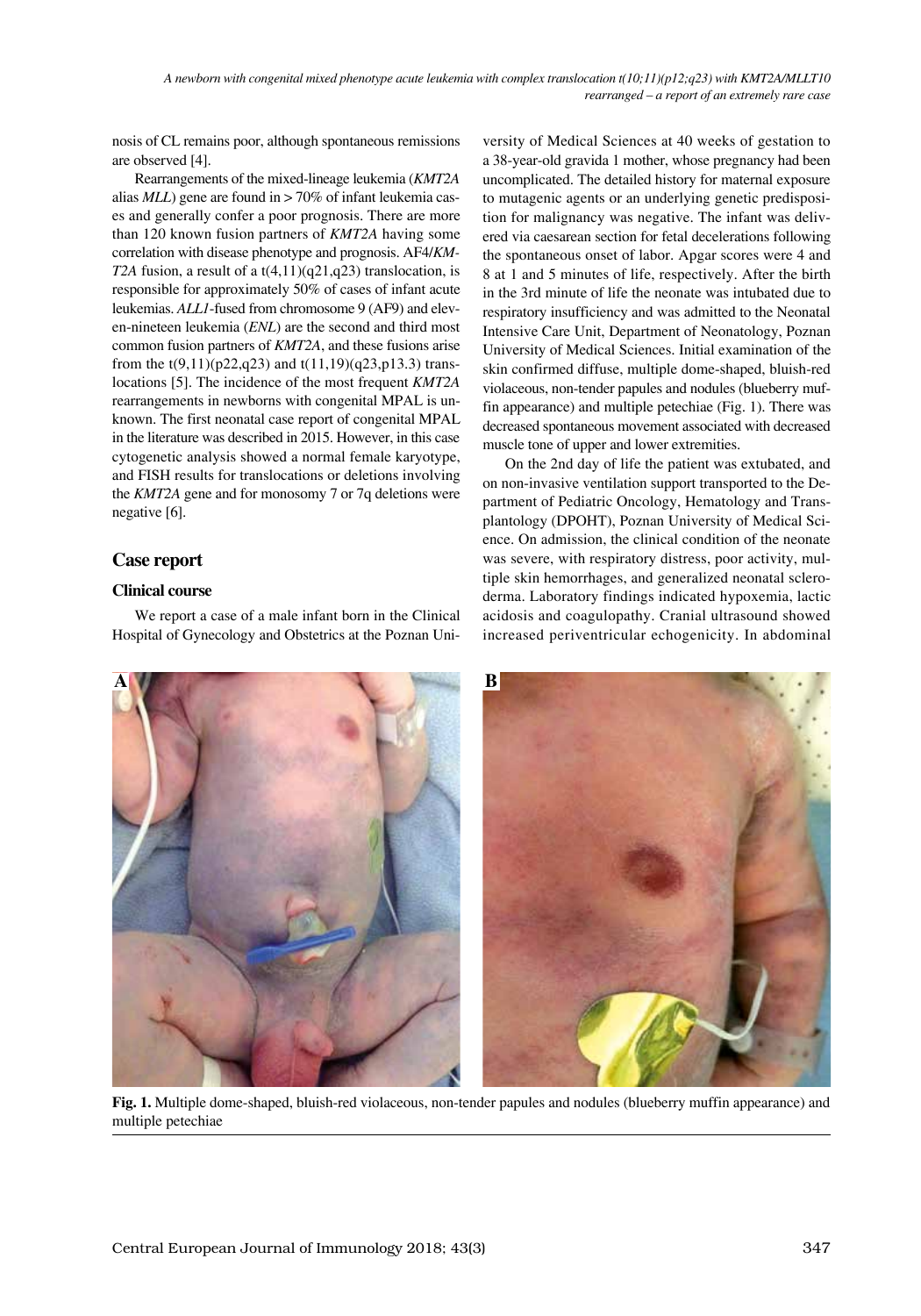nosis of CL remains poor, although spontaneous remissions are observed [4].

Rearrangements of the mixed-lineage leukemia (*KMT2A* alias *MLL*) gene are found in > 70% of infant leukemia cases and generally confer a poor prognosis. There are more than 120 known fusion partners of *KMT2A* having some correlation with disease phenotype and prognosis. AF4/*KMT2A* fusion, a result of a t(4,11)(q21,q23) translocation, is responsible for approximately 50% of cases of infant acute leukemias. *ALL1*-fused from chromosome 9 (AF9) and eleven-nineteen leukemia (*ENL*) are the second and third most common fusion partners of *KMT2A*, and these fusions arise from the t(9,11)(p22,q23) and t(11,19)(q23,p13.3) translocations [5]. The incidence of the most frequent *KMT2A* rearrangements in newborns with congenital MPAL is unknown. The first neonatal case report of congenital MPAL in the literature was described in 2015. However, in this case cytogenetic analysis showed a normal female karyotype, and FISH results for translocations or deletions involving the *KMT2A* gene and for monosomy 7 or 7q deletions were negative [6].

## Case report

### Clinical course

We report a case of a male infant born in the Clinical Hospital of Gynecology and Obstetrics at the Poznan University of Medical Sciences at 40 weeks of gestation to a 38-year-old gravida 1 mother, whose pregnancy had been uncomplicated. The detailed history for maternal exposure to mutagenic agents or an underlying genetic predisposition for malignancy was negative. The infant was delivered via caesarean section for fetal decelerations following the spontaneous onset of labor. Apgar scores were 4 and 8 at 1 and 5 minutes of life, respectively. After the birth in the 3rd minute of life the neonate was intubated due to respiratory insufficiency and was admitted to the Neonatal Intensive Care Unit, Department of Neonatology, Poznan University of Medical Sciences. Initial examination of the skin confirmed diffuse, multiple dome-shaped, bluish-red violaceous, non-tender papules and nodules (blueberry muffin appearance) and multiple petechiae (Fig. 1). There was decreased spontaneous movement associated with decreased muscle tone of upper and lower extremities.

On the 2nd day of life the patient was extubated, and on non-invasive ventilation support transported to the Department of Pediatric Oncology, Hematology and Transplantology (DPOHT), Poznan University of Medical Science. On admission, the clinical condition of the neonate was severe, with respiratory distress, poor activity, multiple skin hemorrhages, and generalized neonatal scleroderma. Laboratory findings indicated hypoxemia, lactic acidosis and coagulopathy. Cranial ultrasound showed increased periventricular echogenicity. In abdominal

**Fig. 1.** Multiple dome-shaped, bluish-red violaceous, non-tender papules and nodules (blueberry muffin appearance) and multiple petechiae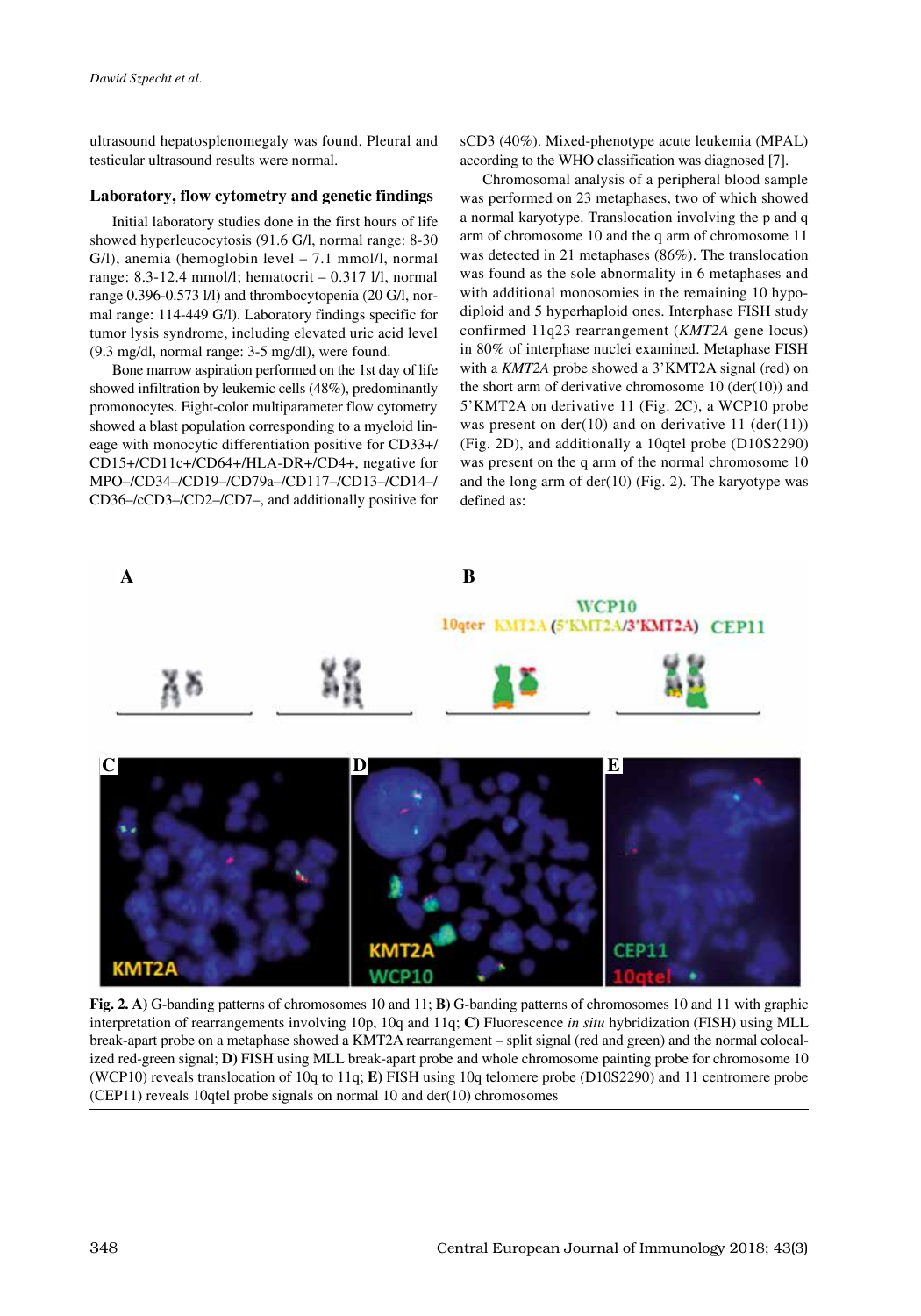ultrasound hepatosplenomegaly was found. Pleural and testicular ultrasound results were normal.

### Laboratory, flow cytometry and genetic findings

Initial laboratory studies done in the first hours of life showed hyperleucocytosis (91.6 G/l, normal range: 8-30 G/l), anemia (hemoglobin level – 7.1 mmol/l, normal range: 8.3-12.4 mmol/l; hematocrit – 0.317 l/l, normal range 0.396-0.573 l/l) and thrombocytopenia (20 G/l, normal range: 114-449 G/l). Laboratory findings specific for tumor lysis syndrome, including elevated uric acid level (9.3 mg/dl, normal range: 3-5 mg/dl), were found.

Bone marrow aspiration performed on the 1st day of life showed infiltration by leukemic cells (48%), predominantly promonocytes. Eight-color multiparameter flow cytometry showed a blast population corresponding to a myeloid lineage with monocytic differentiation positive for CD33+/CD15+/CD11c+/CD64+/HLA-DR+/CD4+, negative for MPO–/CD34–/CD19–/CD79a–/CD117–/CD13–/CD14–/CD36–/cCD3–/CD2–/CD7–, and additionally positive for sCD3 (40%). Mixed-phenotype acute leukemia (MPAL) according to the WHO classification was diagnosed [7].

Chromosomal analysis of a peripheral blood sample was performed on 23 metaphases, two of which showed a normal karyotype. Translocation involving the p and q arm of chromosome 10 and the q arm of chromosome 11 was detected in 21 metaphases (86%). The translocation was found as the sole abnormality in 6 metaphases and with additional monosomies in the remaining 10 hypodiploid and 5 hyperhaploid ones. Interphase FISH study confirmed 11q23 rearrangement (*KMT2A* gene locus) in 80% of interphase nuclei examined. Metaphase FISH with a *KMT2A* probe showed a 3'KMT2A signal (red) on the short arm of derivative chromosome 10 (der(10)) and 5'KMT2A on derivative 11 (Fig. 2C), a WCP10 probe was present on der(10) and on derivative 11 (der(11)) (Fig. 2D), and additionally a 10qtel probe (D10S2290) was present on the q arm of the normal chromosome 10 and the long arm of der(10) (Fig. 2). The karyotype was defined as:

**Fig. 2. A)** G-banding patterns of chromosomes 10 and 11; **B)** G-banding patterns of chromosomes 10 and 11 with graphic interpretation of rearrangements involving 10p, 10q and 11q; **C)** Fluorescence *in situ* hybridization (FISH) using MLL break-apart probe on a metaphase showed a KMT2A rearrangement – split signal (red and green) and the normal colocalized red-green signal; **D)** FISH using MLL break-apart probe and whole chromosome painting probe for chromosome 10 (WCP10) reveals translocation of 10q to 11q; **E)** FISH using 10q telomere probe (D10S2290) and 11 centromere probe (CEP11) reveals 10qtel probe signals on normal 10 and der(10) chromosomes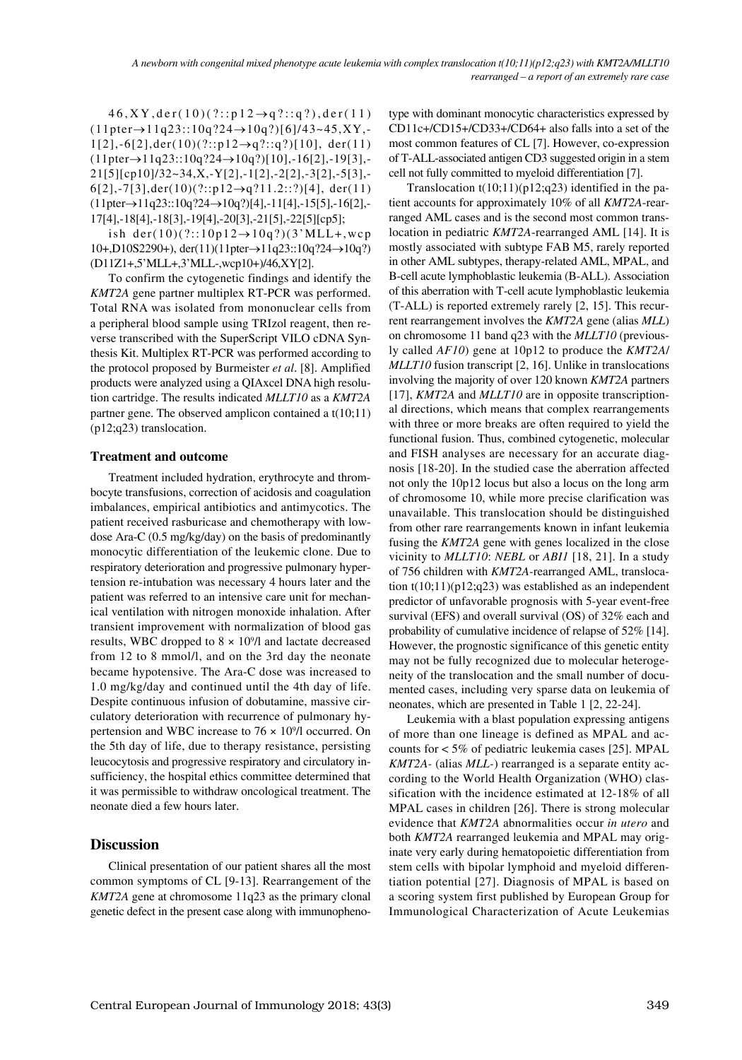46,XY,der(10)(?::p12→q?::q?),der(11)(11pter→11q23::10q?24→10q?)[6]/43~45,XY,-1[2],-6[2],der(10)(?::p12→q?::q?)[10], der(11)(11pter→11q23::10q?24→10q?)[10],-16[2],-19[3],-21[5][cp10]/32~34,X,-Y[2],-1[2],-2[2],-3[2],-5[3],-6[2],-7[3],der(10)(?::p12→q?11.2::?)[4], der(11)(11pter→11q23::10q?24→10q?)[4],-11[4],-15[5],-16[2],-17[4],-18[4],-19[4],-20[3],-21[5],-22[5][cp5];

ish der(10)(?::10p12→10q?)(3'MLL+,wcp10+,D10S2290+), der(11)(11pter→11q23::10q?24→10q?)(D11Z1+,5'MLL+,3'MLL-,wcp10+)/46,XY[2].

To confirm the cytogenetic findings and identify the *KMT2A* gene partner multiplex RT-PCR was performed. Total RNA was isolated from mononuclear cells from a peripheral blood sample using TRIzol reagent, then reverse transcribed with the SuperScript VILO cDNA Synthesis Kit. Multiplex RT-PCR was performed according to the protocol proposed by Burmeister *et al*. [8]. Amplified products were analyzed using a QIAxcel DNA high resolution cartridge. The results indicated *MLLT10* as a *KMT2A* partner gene. The observed amplicon contained a t(10;11)(p12;q23) translocation.

### Treatment and outcome

Treatment included hydration, erythrocyte and thrombocyte transfusions, correction of acidosis and coagulation imbalances, empirical antibiotics and antimycotics. The patient received rasburicase and chemotherapy with low-dose Ara-C (0.5 mg/kg/day) on the basis of predominantly monocytic differentiation of the leukemic clone. Due to respiratory deterioration and progressive pulmonary hypertension re-intubation was necessary 4 hours later and the patient was referred to an intensive care unit for mechanical ventilation with nitrogen monoxide inhalation. After transient improvement with normalization of blood gas results, WBC dropped to $8 \times 10^9$/l and lactate decreased from 12 to 8 mmol/l, and on the 3rd day the neonate became hypotensive. The Ara-C dose was increased to 1.0 mg/kg/day and continued until the 4th day of life. Despite continuous infusion of dobutamine, massive circulatory deterioration with recurrence of pulmonary hypertension and WBC increase to $76 \times 10^9$/l occurred. On the 5th day of life, due to therapy resistance, persisting leucocytosis and progressive respiratory and circulatory insufficiency, the hospital ethics committee determined that it was permissible to withdraw oncological treatment. The neonate died a few hours later.

## Discussion

Clinical presentation of our patient shares all the most common symptoms of CL [9-13]. Rearrangement of the *KMT2A* gene at chromosome 11q23 as the primary clonal genetic defect in the present case along with immunophenotype with dominant monocytic characteristics expressed by CD11c+/CD15+/CD33+/CD64+ also falls into a set of the most common features of CL [7]. However, co-expression of T-ALL-associated antigen CD3 suggested origin in a stem cell not fully committed to myeloid differentiation [7].

Translocation t(10;11)(p12;q23) identified in the patient accounts for approximately 10% of all *KMT2A*-rearranged AML cases and is the second most common translocation in pediatric *KMT2A*-rearranged AML [14]. It is mostly associated with subtype FAB M5, rarely reported in other AML subtypes, therapy-related AML, MPAL, and B-cell acute lymphoblastic leukemia (B-ALL). Association of this aberration with T-cell acute lymphoblastic leukemia (T-ALL) is reported extremely rarely [2, 15]. This recurrent rearrangement involves the *KMT2A* gene (alias *MLL*) on chromosome 11 band q23 with the *MLLT10* (previously called *AF10*) gene at 10p12 to produce the *KMT2A*/*MLLT10* fusion transcript [2, 16]. Unlike in translocations involving the majority of over 120 known *KMT2A* partners [17], *KMT2A* and *MLLT10* are in opposite transcriptional directions, which means that complex rearrangements with three or more breaks are often required to yield the functional fusion. Thus, combined cytogenetic, molecular and FISH analyses are necessary for an accurate diagnosis [18-20]. In the studied case the aberration affected not only the 10p12 locus but also a locus on the long arm of chromosome 10, while more precise clarification was unavailable. This translocation should be distinguished from other rare rearrangements known in infant leukemia fusing the *KMT2A* gene with genes localized in the close vicinity to *MLLT10*: *NEBL* or *ABI1* [18, 21]. In a study of 756 children with *KMT2A*-rearranged AML, translocation t(10;11)(p12;q23) was established as an independent predictor of unfavorable prognosis with 5-year event-free survival (EFS) and overall survival (OS) of 32% each and probability of cumulative incidence of relapse of 52% [14]. However, the prognostic significance of this genetic entity may not be fully recognized due to molecular heterogeneity of the translocation and the small number of documented cases, including very sparse data on leukemia of neonates, which are presented in Table 1 [2, 22-24].

Leukemia with a blast population expressing antigens of more than one lineage is defined as MPAL and accounts for < 5% of pediatric leukemia cases [25]. MPAL *KMT2A*- (alias *MLL*-) rearranged is a separate entity according to the World Health Organization (WHO) classification with the incidence estimated at 12-18% of all MPAL cases in children [26]. There is strong molecular evidence that *KMT2A* abnormalities occur *in utero* and both *KMT2A* rearranged leukemia and MPAL may originate very early during hematopoietic differentiation from stem cells with bipolar lymphoid and myeloid differentiation potential [27]. Diagnosis of MPAL is based on a scoring system first published by European Group for Immunological Characterization of Acute Leukemias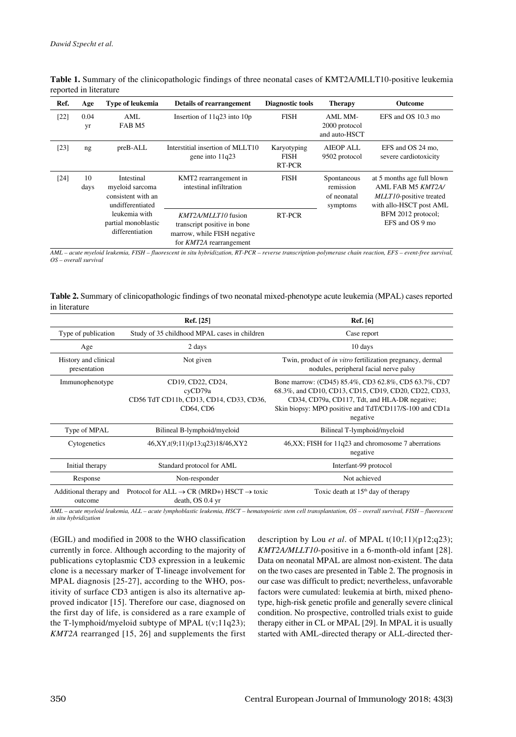**Table 1.** Summary of the clinicopathologic findings of three neonatal cases of KMT2A/MLLT10-positive leukemia reported in literature

| Ref. | Age | Type of leukemia | Details of rearrangement | Diagnostic tools | Therapy | Outcome |
|---|---|---|---|---|---|---|
| [22] | 0.04 yr | AML FAB M5 | Insertion of 11q23 into 10p | FISH | AML MM-2000 protocol and auto-HSCT | EFS and OS 10.3 mo |
| [23] | ng | preB-ALL | Interstitial insertion of MLLT10 gene into 11q23 | Karyotyping FISH RT-PCR | AIEOP ALL 9502 protocol | EFS and OS 24 mo, severe cardiotoxicity |
| [24] | 10 days | Intestinal myeloid sarcoma consistent with an undifferentiated leukemia with partial monoblastic differentiation | KMT2 rearrangement in intestinal infiltration | FISH | Spontaneous remission of neonatal symptoms | at 5 months age full blown AML FAB M5 *KMT2A/MLLT10*-positive treated with allo-HSCT post AML BFM 2012 protocol; EFS and OS 9 mo |
| | | | *KMT2A/MLLT10* fusion transcript positive in bone marrow, while FISH negative for *KMT2A* rearrangement | RT-PCR | | |

*AML – acute myeloid leukemia, FISH – fluorescent in situ hybridization, RT-PCR – reverse transcription-polymerase chain reaction, EFS – event-free survival, OS – overall survival*

**Table 2.** Summary of clinicopathologic findings of two neonatal mixed-phenotype acute leukemia (MPAL) cases reported in literature

| | Ref. [25] | Ref. [6] |
|---|---|---|
| Type of publication | Study of 35 childhood MPAL cases in children | Case report |
| Age | 2 days | 10 days |
| History and clinical presentation | Not given | Twin, product of *in vitro* fertilization pregnancy, dermal nodules, peripheral facial nerve palsy |
| Immunophenotype | CD19, CD22, CD24, cyCD79a CD56 TdT CD11b, CD13, CD14, CD33, CD36, CD64, CD6 | Bone marrow: (CD45) 85.4%, CD3 62.8%, CD5 63.7%, CD7 68.3%, and CD10, CD13, CD15, CD19, CD20, CD22, CD33, CD34, CD79a, CD117, Tdt, and HLA-DR negative; Skin biopsy: MPO positive and TdT/CD117/S-100 and CD1a negative |
| Type of MPAL | Bilineal B-lymphoid/myeloid | Bilineal T-lymphoid/myeloid |
| Cytogenetics | 46,XY,t(9;11)(p13;q23)18/46,XY2 | 46,XX; FISH for 11q23 and chromosome 7 aberrations negative |
| Initial therapy | Standard protocol for AML | Interfant-99 protocol |
| Response | Non-responder | Not achieved |
| Additional therapy and outcome | Protocol for ALL → CR (MRD+) HSCT → toxic death, OS 0.4 yr | Toxic death at 15th day of therapy |

*AML – acute myeloid leukemia, ALL – acute lymphoblastic leukemia, HSCT – hematopoietic stem cell transplantation, OS – overall survival, FISH – fluorescent in situ hybridization*

(EGIL) and modified in 2008 to the WHO classification currently in force. Although according to the majority of publications cytoplasmic CD3 expression in a leukemic clone is a necessary marker of T-lineage involvement for MPAL diagnosis [25-27], according to the WHO, positivity of surface CD3 antigen is also its alternative approved indicator [15]. Therefore our case, diagnosed on the first day of life, is considered as a rare example of the T-lymphoid/myeloid subtype of MPAL t(v;11q23); *KMT2A* rearranged [15, 26] and supplements the first description by Lou *et al*. of MPAL t(10;11)(p12;q23); *KMT2A/MLLT10*-positive in a 6-month-old infant [28]. Data on neonatal MPAL are almost non-existent. The data on the two cases are presented in Table 2. The prognosis in our case was difficult to predict; nevertheless, unfavorable factors were cumulated: leukemia at birth, mixed phenotype, high-risk genetic profile and generally severe clinical condition. No prospective, controlled trials exist to guide therapy either in CL or MPAL [29]. In MPAL it is usually started with AML-directed therapy or ALL-directed ther-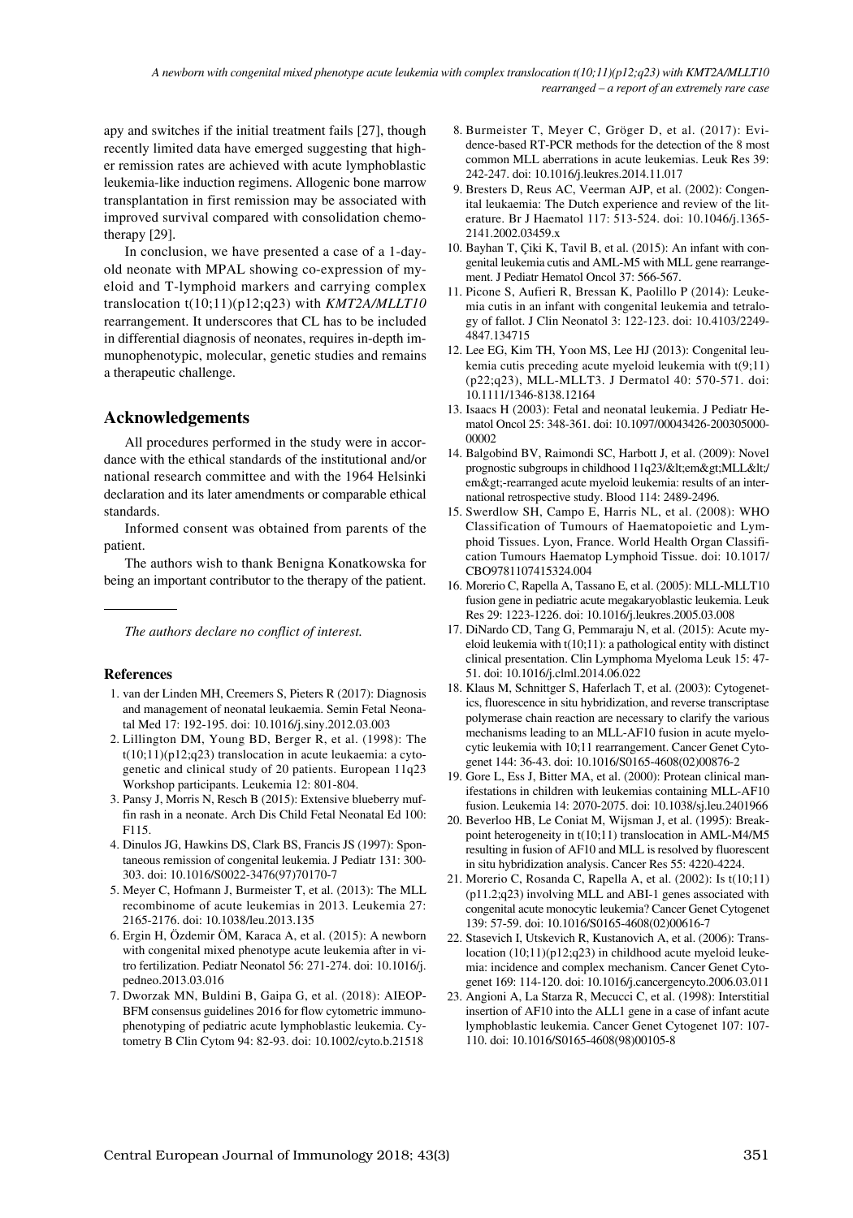apy and switches if the initial treatment fails [27], though recently limited data have emerged suggesting that higher remission rates are achieved with acute lymphoblastic leukemia-like induction regimens. Allogenic bone marrow transplantation in first remission may be associated with improved survival compared with consolidation chemotherapy [29].

In conclusion, we have presented a case of a 1-day-old neonate with MPAL showing co-expression of myeloid and T-lymphoid markers and carrying complex translocation t(10;11)(p12;q23) with *KMT2A/MLLT10* rearrangement. It underscores that CL has to be included in differential diagnosis of neonates, requires in-depth immunophenotypic, molecular, genetic studies and remains a therapeutic challenge.

## Acknowledgements

All procedures performed in the study were in accordance with the ethical standards of the institutional and/or national research committee and with the 1964 Helsinki declaration and its later amendments or comparable ethical standards.

Informed consent was obtained from parents of the patient.

The authors wish to thank Benigna Konatkowska for being an important contributor to the therapy of the patient.

---

*The authors declare no conflict of interest.*

### References

1. van der Linden MH, Creemers S, Pieters R (2017): Diagnosis and management of neonatal leukaemia. Semin Fetal Neonatal Med 17: 192-195. doi: 10.1016/j.siny.2012.03.003
2. Lillington DM, Young BD, Berger R, et al. (1998): The t(10;11)(p12;q23) translocation in acute leukaemia: a cytogenetic and clinical study of 20 patients. European 11q23 Workshop participants. Leukemia 12: 801-804.
3. Pansy J, Morris N, Resch B (2015): Extensive blueberry muffin rash in a neonate. Arch Dis Child Fetal Neonatal Ed 100: F115.
4. Dinulos JG, Hawkins DS, Clark BS, Francis JS (1997): Spontaneous remission of congenital leukemia. J Pediatr 131: 300-303. doi: 10.1016/S0022-3476(97)70170-7
5. Meyer C, Hofmann J, Burmeister T, et al. (2013): The MLL recombinome of acute leukemias in 2013. Leukemia 27: 2165-2176. doi: 10.1038/leu.2013.135
6. Ergin H, Özdemir ÖM, Karaca A, et al. (2015): A newborn with congenital mixed phenotype acute leukemia after in vitro fertilization. Pediatr Neonatol 56: 271-274. doi: 10.1016/j.pedneo.2013.03.016
7. Dworzak MN, Buldini B, Gaipa G, et al. (2018): AIEOP-BFM consensus guidelines 2016 for flow cytometric immunophenotyping of pediatric acute lymphoblastic leukemia. Cytometry B Clin Cytom 94: 82-93. doi: 10.1002/cyto.b.21518
8. Burmeister T, Meyer C, Gröger D, et al. (2017): Evidence-based RT-PCR methods for the detection of the 8 most common MLL aberrations in acute leukemias. Leuk Res 39: 242-247. doi: 10.1016/j.leukres.2014.11.017
9. Bresters D, Reus AC, Veerman AJP, et al. (2002): Congenital leukaemia: The Dutch experience and review of the literature. Br J Haematol 117: 513-524. doi: 10.1046/j.1365-2141.2002.03459.x
10. Bayhan T, Çiki K, Tavil B, et al. (2015): An infant with congenital leukemia cutis and AML-M5 with MLL gene rearrangement. J Pediatr Hematol Oncol 37: 566-567.
11. Picone S, Aufieri R, Bressan K, Paolillo P (2014): Leukemia cutis in an infant with congenital leukemia and tetralogy of fallot. J Clin Neonatol 3: 122-123. doi: 10.4103/2249-4847.134715
12. Lee EG, Kim TH, Yoon MS, Lee HJ (2013): Congenital leukemia cutis preceding acute myeloid leukemia with t(9;11)(p22;q23), MLL-MLLT3. J Dermatol 40: 570-571. doi: 10.1111/1346-8138.12164
13. Isaacs H (2003): Fetal and neonatal leukemia. J Pediatr Hematol Oncol 25: 348-361. doi: 10.1097/00043426-200305000-00002
14. Balgobind BV, Raimondi SC, Harbott J, et al. (2009): Novel prognostic subgroups in childhood 11q23/&lt;em&gt;MLL&lt;/em&gt;-rearranged acute myeloid leukemia: results of an international retrospective study. Blood 114: 2489-2496.
15. Swerdlow SH, Campo E, Harris NL, et al. (2008): WHO Classification of Tumours of Haematopoietic and Lymphoid Tissues. Lyon, France. World Health Organ Classification Tumours Haematop Lymphoid Tissue. doi: 10.1017/CBO9781107415324.004
16. Morerio C, Rapella A, Tassano E, et al. (2005): MLL-MLLT10 fusion gene in pediatric acute megakaryoblastic leukemia. Leuk Res 29: 1223-1226. doi: 10.1016/j.leukres.2005.03.008
17. DiNardo CD, Tang G, Pemmaraju N, et al. (2015): Acute myeloid leukemia with t(10;11): a pathological entity with distinct clinical presentation. Clin Lymphoma Myeloma Leuk 15: 47-51. doi: 10.1016/j.clml.2014.06.022
18. Klaus M, Schnittger S, Haferlach T, et al. (2003): Cytogenetics, fluorescence in situ hybridization, and reverse transcriptase polymerase chain reaction are necessary to clarify the various mechanisms leading to an MLL-AF10 fusion in acute myelocytic leukemia with 10;11 rearrangement. Cancer Genet Cytogenet 144: 36-43. doi: 10.1016/S0165-4608(02)00876-2
19. Gore L, Ess J, Bitter MA, et al. (2000): Protean clinical manifestations in children with leukemias containing MLL-AF10 fusion. Leukemia 14: 2070-2075. doi: 10.1038/sj.leu.2401966
20. Beverloo HB, Le Coniat M, Wijsman J, et al. (1995): Breakpoint heterogeneity in t(10;11) translocation in AML-M4/M5 resulting in fusion of AF10 and MLL is resolved by fluorescent in situ hybridization analysis. Cancer Res 55: 4220-4224.
21. Morerio C, Rosanda C, Rapella A, et al. (2002): Is t(10;11)(p11.2;q23) involving MLL and ABI-1 genes associated with congenital acute monocytic leukemia? Cancer Genet Cytogenet 139: 57-59. doi: 10.1016/S0165-4608(02)00616-7
22. Stasevich I, Utskevich R, Kustanovich A, et al. (2006): Translocation (10;11)(p12;q23) in childhood acute myeloid leukemia: incidence and complex mechanism. Cancer Genet Cytogenet 169: 114-120. doi: 10.1016/j.cancergencyto.2006.03.011
23. Angioni A, La Starza R, Mecucci C, et al. (1998): Interstitial insertion of AF10 into the ALL1 gene in a case of infant acute lymphoblastic leukemia. Cancer Genet Cytogenet 107: 107-110. doi: 10.1016/S0165-4608(98)00105-8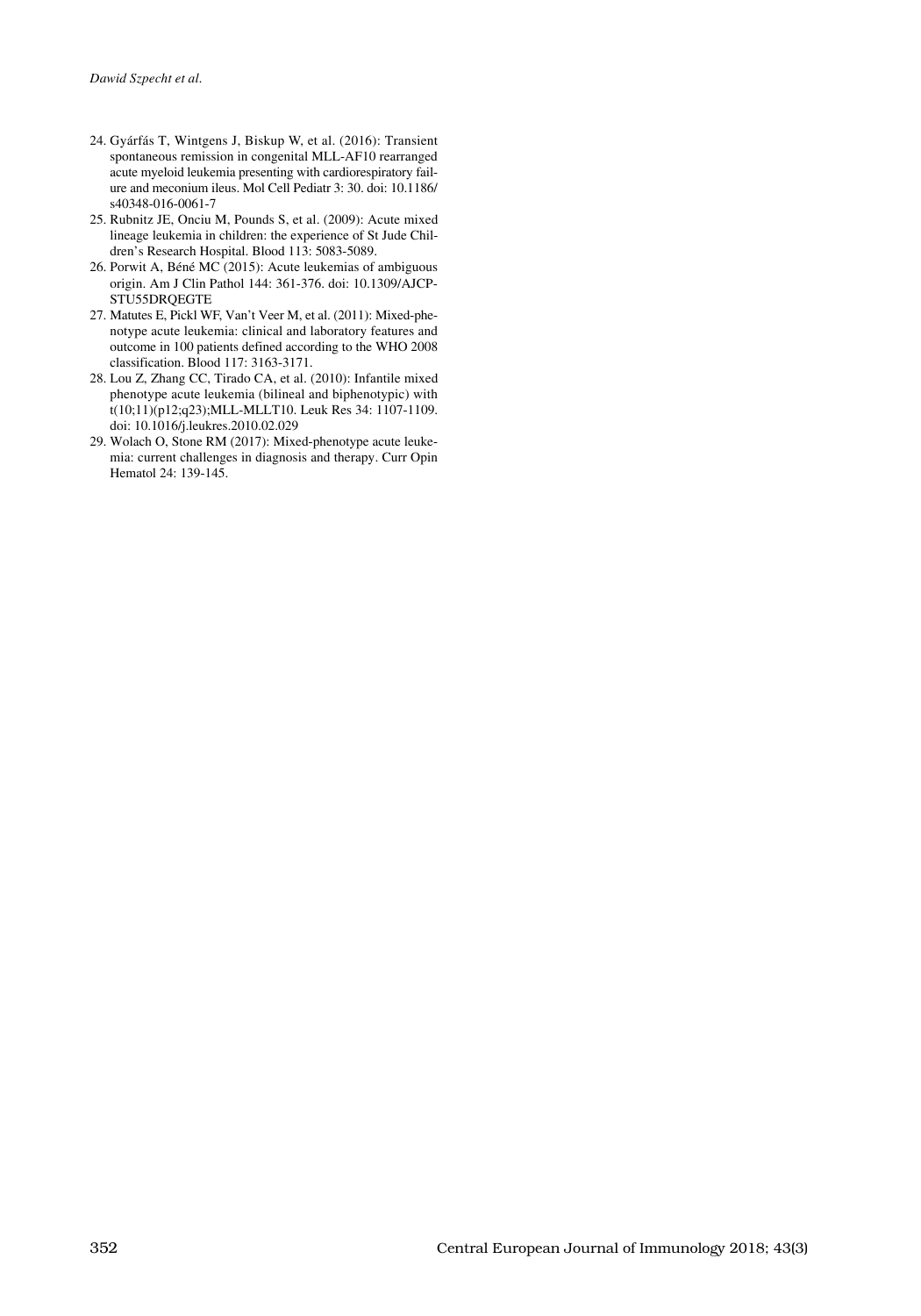24. Gyárfás T, Wintgens J, Biskup W, et al. (2016): Transient spontaneous remission in congenital MLL-AF10 rearranged acute myeloid leukemia presenting with cardiorespiratory failure and meconium ileus. Mol Cell Pediatr 3: 30. doi: 10.1186/s40348-016-0061-7
25. Rubnitz JE, Onciu M, Pounds S, et al. (2009): Acute mixed lineage leukemia in children: the experience of St Jude Children's Research Hospital. Blood 113: 5083-5089.
26. Porwit A, Béné MC (2015): Acute leukemias of ambiguous origin. Am J Clin Pathol 144: 361-376. doi: 10.1309/AJCP-STU55DRQEGTE
27. Matutes E, Pickl WF, Van't Veer M, et al. (2011): Mixed-phenotype acute leukemia: clinical and laboratory features and outcome in 100 patients defined according to the WHO 2008 classification. Blood 117: 3163-3171.
28. Lou Z, Zhang CC, Tirado CA, et al. (2010): Infantile mixed phenotype acute leukemia (bilineal and biphenotypic) with t(10;11)(p12;q23);MLL-MLLT10. Leuk Res 34: 1107-1109. doi: 10.1016/j.leukres.2010.02.029
29. Wolach O, Stone RM (2017): Mixed-phenotype acute leukemia: current challenges in diagnosis and therapy. Curr Opin Hematol 24: 139-145.